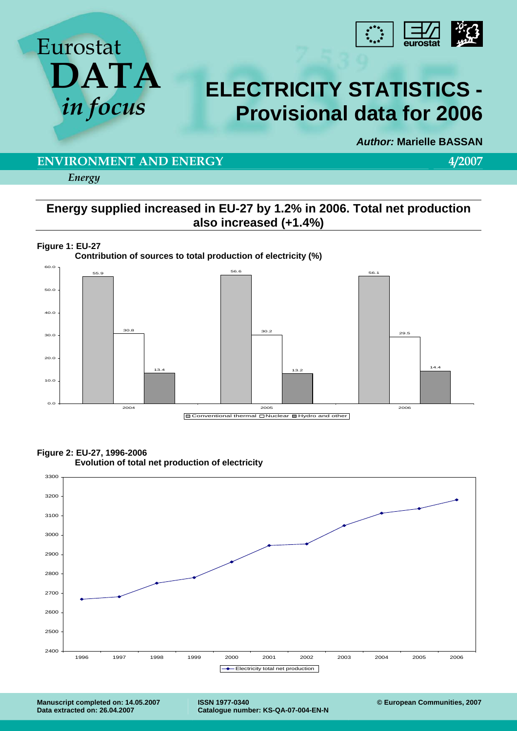Eurostat **DATA** *in focus*

# ELECTRICITY STATISTICS - Provisional data for 2006

***Author:*** **Marielle BASSAN**

**ENVIRONMENT AND ENERGY** **4/2007**

*Energy*

## Energy supplied increased in EU-27 by 1.2% in 2006. Total net production also increased (+1.4%)

**Figure 1: EU-27**
**Contribution of sources to total production of electricity (%)**

| | Conventional thermal | Nuclear | Hydro and other |
|---|---|---|---|
| 2004 | 55.9 | 30.8 | 13.4 |
| 2005 | 56.6 | 30.2 | 13.2 |
| 2006 | 56.1 | 29.5 | 14.4 |

**Figure 2: EU-27, 1996-2006**
**Evolution of total net production of electricity**

Electricity total net production

**Manuscript completed on: 14.05.2007**
**Data extracted on: 26.04.2007**

**ISSN 1977-0340**
**Catalogue number: KS-QA-07-004-EN-N**

**© European Communities, 2007**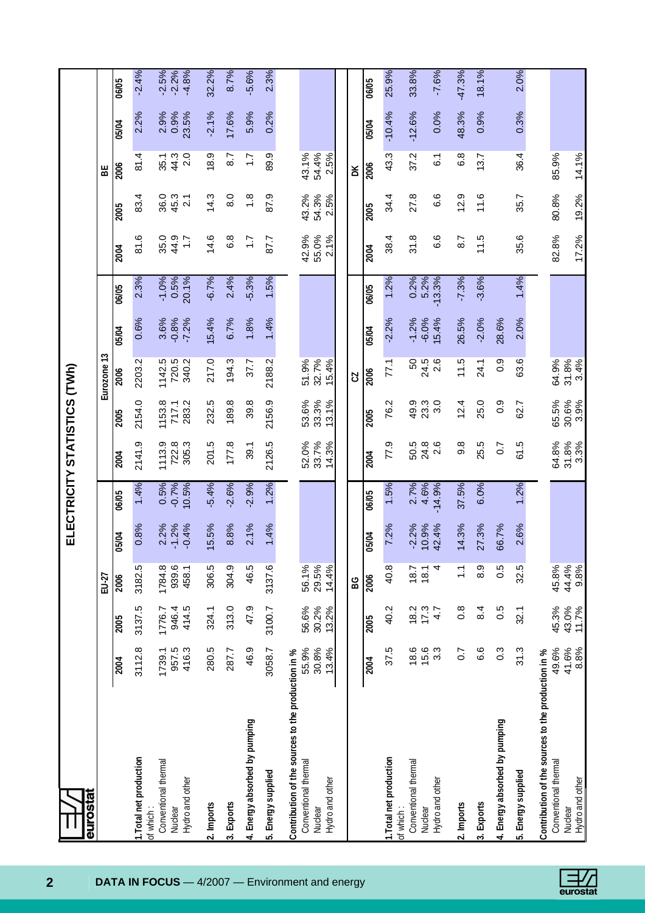# ELECTRICITY STATISTICS (TWh)

| | EU-27 | | | | | Eurozone 13 | | | | | BE | | | | |
|---|---|---|---|---|---|---|---|---|---|---|---|---|---|---|---|
| | 2004 | 2005 | 2006 | 05/04 | 06/05 | 2004 | 2005 | 2006 | 05/04 | 06/05 | 2004 | 2005 | 2006 | 05/04 | 06/05 |
| **1.Total net production** | 3112.8 | 3137.5 | 3182.5 | 0.8% | 1.4% | 2141.9 | 2154.0 | 2203.2 | 0.6% | 2.3% | 81.6 | 83.4 | 81.4 | 2.2% | -2.4% |
| of which : | | | | | | | | | | | | | | | |
| Conventional thermal | 1739.1 | 1776.7 | 1784.8 | 2.2% | 0.5% | 1113.9 | 1153.8 | 1142.5 | 3.6% | -1.0% | 35.0 | 36.0 | 35.1 | 2.9% | -2.5% |
| Nuclear | 957.5 | 946.4 | 939.6 | -1.2% | -0.7% | 722.8 | 717.1 | 720.5 | -0.8% | 0.5% | 44.9 | 45.3 | 44.3 | 0.9% | -2.2% |
| Hydro and other | 416.3 | 414.5 | 458.1 | -0.4% | 10.5% | 305.3 | 283.2 | 340.2 | -7.2% | 20.1% | 1.7 | 2.1 | 2.0 | 23.5% | -4.8% |
| **2. Imports** | 280.5 | 324.1 | 306.5 | 15.5% | -5.4% | 201.5 | 232.5 | 217.0 | 15.4% | -6.7% | 14.6 | 14.3 | 18.9 | -2.1% | 32.2% |
| **3. Exports** | 287.7 | 313.0 | 304.9 | 8.8% | -2.6% | 177.8 | 189.8 | 194.3 | 6.7% | 2.4% | 6.8 | 8.0 | 8.7 | 17.6% | 8.7% |
| **4. Energy absorbed by pumping** | 46.9 | 47.9 | 46.5 | 2.1% | -2.9% | 39.1 | 39.8 | 37.7 | 1.8% | -5.3% | 1.7 | 1.8 | 1.7 | 5.9% | -5.6% |
| **5. Energy supplied** | 3058.7 | 3100.7 | 3137.6 | 1.4% | 1.2% | 2126.5 | 2156.9 | 2188.2 | 1.4% | 1.5% | 87.7 | 87.9 | 89.9 | 0.2% | 2.3% |
| **Contribution of the sources to the production in %** | | | | | | | | | | | | | | | |
| Conventional thermal | 55.9% | 56.6% | 56.1% | | | 52.0% | 53.6% | 51.9% | | | 42.9% | 43.2% | 43.1% | | |
| Nuclear | 30.8% | 30.2% | 29.5% | | | 33.7% | 33.3% | 32.7% | | | 55.0% | 54.3% | 54.4% | | |
| Hydro and other | 13.4% | 13.2% | 14.4% | | | 14.3% | 13.1% | 15.4% | | | 2.1% | 2.5% | 2.5% | | |

| | BG | | | | | CZ | | | | | DK | | | | |
|---|---|---|---|---|---|---|---|---|---|---|---|---|---|---|---|
| | 2004 | 2005 | 2006 | 05/04 | 06/05 | 2004 | 2005 | 2006 | 05/04 | 06/05 | 2004 | 2005 | 2006 | 05/04 | 06/05 |
| **1.Total net production** | 37.5 | 40.2 | 40.8 | 7.2% | 1.5% | 77.9 | 76.2 | 77.1 | -2.2% | 1.2% | 38.4 | 34.4 | 43.3 | -10.4% | 25.9% |
| of which : | | | | | | | | | | | | | | | |
| Conventional thermal | 18.6 | 18.2 | 18.7 | -2.2% | 2.7% | 50.5 | 49.9 | 50 | -1.2% | 0.2% | 31.8 | 27.8 | 37.2 | -12.6% | 33.8% |
| Nuclear | 15.6 | 17.3 | 18.1 | 10.9% | 4.6% | 24.8 | 23.3 | 24.5 | -6.0% | 5.2% | | | | | |
| Hydro and other | 3.3 | 4.7 | 4 | 42.4% | -14.9% | 2.6 | 3.0 | 2.6 | 15.4% | -13.3% | 6.6 | 6.6 | 6.1 | 0.0% | -7.6% |
| **2. Imports** | 0.7 | 0.8 | 1.1 | 14.3% | 37.5% | 9.8 | 12.4 | 11.5 | 26.5% | -7.3% | 8.7 | 12.9 | 6.8 | 48.3% | -47.3% |
| **3. Exports** | 6.6 | 8.4 | 8.9 | 27.3% | 6.0% | 25.5 | 25.0 | 24.1 | -2.0% | -3.6% | 11.5 | 11.6 | 13.7 | 0.9% | 18.1% |
| **4. Energy absorbed by pumping** | 0.3 | 0.5 | 0.5 | 66.7% | | 0.7 | 0.9 | 0.9 | 28.6% | | | | | | |
| **5. Energy supplied** | 31.3 | 32.1 | 32.5 | 2.6% | 1.2% | 61.5 | 62.7 | 63.6 | 2.0% | 1.4% | 35.6 | 35.7 | 36.4 | 0.3% | 2.0% |
| **Contribution of the sources to the production in %** | | | | | | | | | | | | | | | |
| Conventional thermal | 49.6% | 45.3% | 45.8% | | | 64.8% | 65.5% | 64.9% | | | 82.8% | 80.8% | 85.9% | | |
| Nuclear | 41.6% | 43.0% | 44.4% | | | 31.8% | 30.6% | 31.8% | | | | | | | |
| Hydro and other | 8.8% | 11.7% | 9.8% | | | 3.3% | 3.9% | 3.4% | | | 17.2% | 19.2% | 14.1% | | |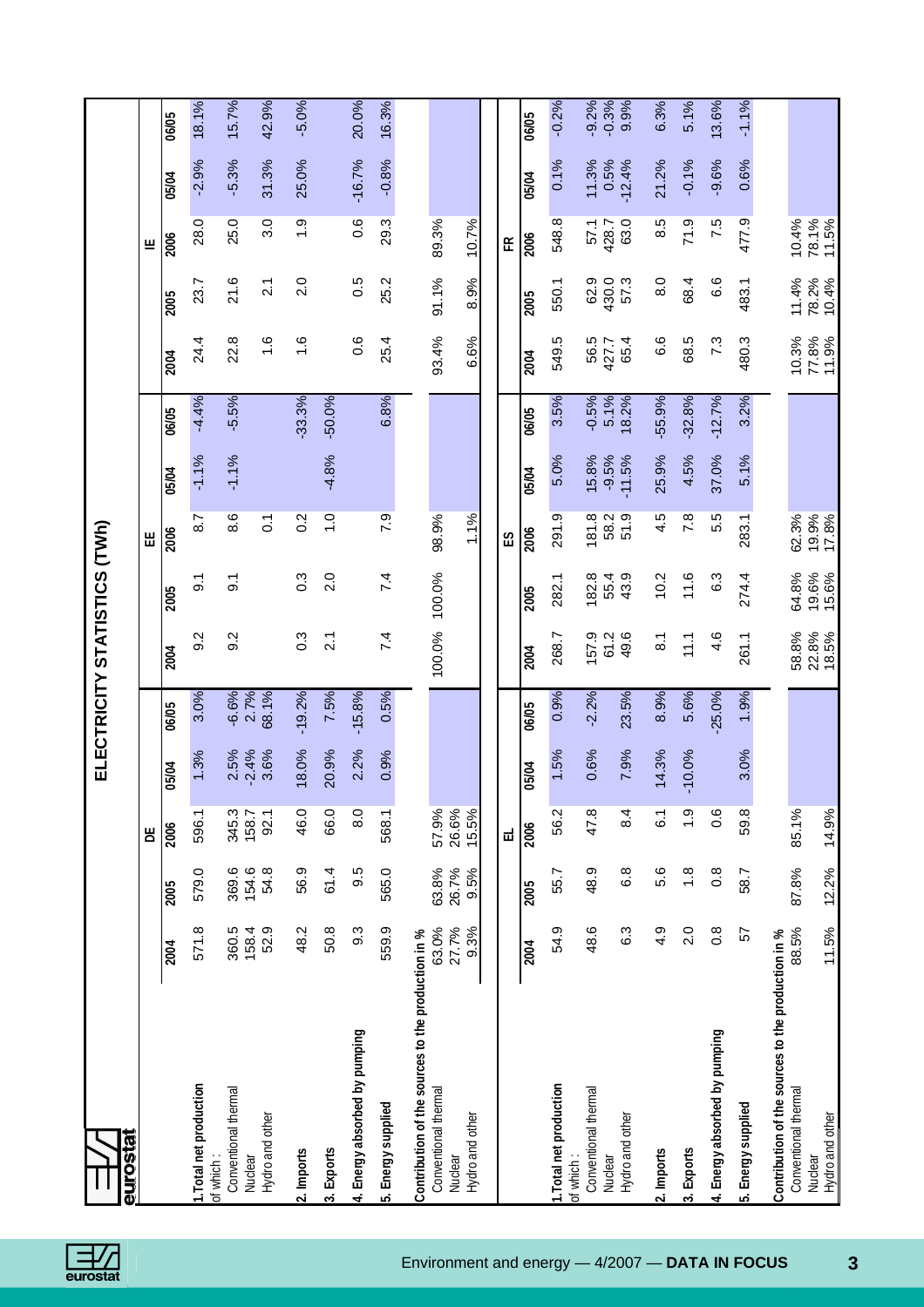# ELECTRICITY STATISTICS (TWh)

| | DE | | | | | EE | | | | | IE | | | | |
|---|---|---|---|---|---|---|---|---|---|---|---|---|---|---|---|
| | 2004 | 2005 | 2006 | 05/04 | 06/05 | 2004 | 2005 | 2006 | 05/04 | 06/05 | 2004 | 2005 | 2006 | 05/04 | 06/05 |
| **1.Total net production** | 571.8 | 579.0 | 596.1 | 1.3% | 3.0% | 9.2 | 9.1 | 8.7 | -1.1% | -4.4% | 24.4 | 23.7 | 28.0 | -2.9% | 18.1% |
| of which : | | | | | | | | | | | | | | | |
| Conventional thermal | 360.5 | 369.6 | 345.3 | 2.5% | -6.6% | 9.2 | 9.1 | 8.6 | -1.1% | -5.5% | 22.8 | 21.6 | 25.0 | -5.3% | 15.7% |
| Nuclear | 158.4 | 154.6 | 158.7 | -2.4% | 2.7% | | | | | | | | | | |
| Hydro and other | 52.9 | 54.8 | 92.1 | 3.6% | 68.1% | | | 0.1 | | | 1.6 | 2.1 | 3.0 | 31.3% | 42.9% |
| **2. Imports** | 48.2 | 56.9 | 46.0 | 18.0% | -19.2% | 0.3 | 0.3 | 0.2 | | -33.3% | 1.6 | 2.0 | 1.9 | 25.0% | -5.0% |
| **3. Exports** | 50.8 | 61.4 | 66.0 | 20.9% | 7.5% | 2.1 | 2.0 | 1.0 | -4.8% | -50.0% | | | | | |
| **4. Energy absorbed by pumping** | 9.3 | 9.5 | 8.0 | 2.2% | -15.8% | | | | | | 0.6 | 0.5 | 0.6 | -16.7% | 20.0% |
| **5. Energy supplied** | 559.9 | 565.0 | 568.1 | 0.9% | 0.5% | 7.4 | 7.4 | 7.9 | | 6.8% | 25.4 | 25.2 | 29.3 | -0.8% | 16.3% |
| **Contribution of the sources to the production in %** | | | | | | | | | | | | | | | |
| Conventional thermal | 63.0% | 63.8% | 57.9% | | | 100.0% | 100.0% | 98.9% | | | 93.4% | 91.1% | 89.3% | | |
| Nuclear | 27.7% | 26.7% | 26.6% | | | | | | | | | | | | |
| Hydro and other | 9.3% | 9.5% | 15.5% | | | | | 1.1% | | | 6.6% | 8.9% | 10.7% | | |

| | EL | | | | | ES | | | | | FR | | | | |
|---|---|---|---|---|---|---|---|---|---|---|---|---|---|---|---|
| | 2004 | 2005 | 2006 | 05/04 | 06/05 | 2004 | 2005 | 2006 | 05/04 | 06/05 | 2004 | 2005 | 2006 | 05/04 | 06/05 |
| **1.Total net production** | 54.9 | 55.7 | 56.2 | 1.5% | 0.9% | 268.7 | 282.1 | 291.9 | 5.0% | 3.5% | 549.5 | 550.1 | 548.8 | 0.1% | -0.2% |
| of which : | | | | | | | | | | | | | | | |
| Conventional thermal | 48.6 | 48.9 | 47.8 | 0.6% | -2.2% | 157.9 | 182.8 | 181.8 | 15.8% | -0.5% | 56.5 | 62.9 | 57.1 | 11.3% | -9.2% |
| Nuclear | | | | | | 61.2 | 55.4 | 58.2 | -9.5% | 5.1% | 427.7 | 430.0 | 428.7 | 0.5% | -0.3% |
| Hydro and other | 6.3 | 6.8 | 8.4 | 7.9% | 23.5% | 49.6 | 43.9 | 51.9 | -11.5% | 18.2% | 65.4 | 57.3 | 63.0 | -12.4% | 9.9% |
| **2. Imports** | 4.9 | 5.6 | 6.1 | 14.3% | 8.9% | 8.1 | 10.2 | 4.5 | 25.9% | -55.9% | 6.6 | 8.0 | 8.5 | 21.2% | 6.3% |
| **3. Exports** | 2.0 | 1.8 | 1.9 | -10.0% | 5.6% | 11.1 | 11.6 | 7.8 | 4.5% | -32.8% | 68.5 | 68.4 | 71.9 | -0.1% | 5.1% |
| **4. Energy absorbed by pumping** | 0.8 | 0.8 | 0.6 | | -25.0% | 4.6 | 6.3 | 5.5 | 37.0% | -12.7% | 7.3 | 6.6 | 7.5 | -9.6% | 13.6% |
| **5. Energy supplied** | 57 | 58.7 | 59.8 | 3.0% | 1.9% | 261.1 | 274.4 | 283.1 | 5.1% | 3.2% | 480.3 | 483.1 | 477.9 | 0.6% | -1.1% |
| **Contribution of the sources to the production in %** | | | | | | | | | | | | | | | |
| Conventional thermal | 88.5% | 87.8% | 85.1% | | | 58.8% | 64.8% | 62.3% | | | 10.3% | 11.4% | 10.4% | | |
| Nuclear | | | | | | 22.8% | 19.6% | 19.9% | | | 77.8% | 78.2% | 78.1% | | |
| Hydro and other | 11.5% | 12.2% | 14.9% | | | 18.5% | 15.6% | 17.8% | | | 11.9% | 10.4% | 11.5% | | |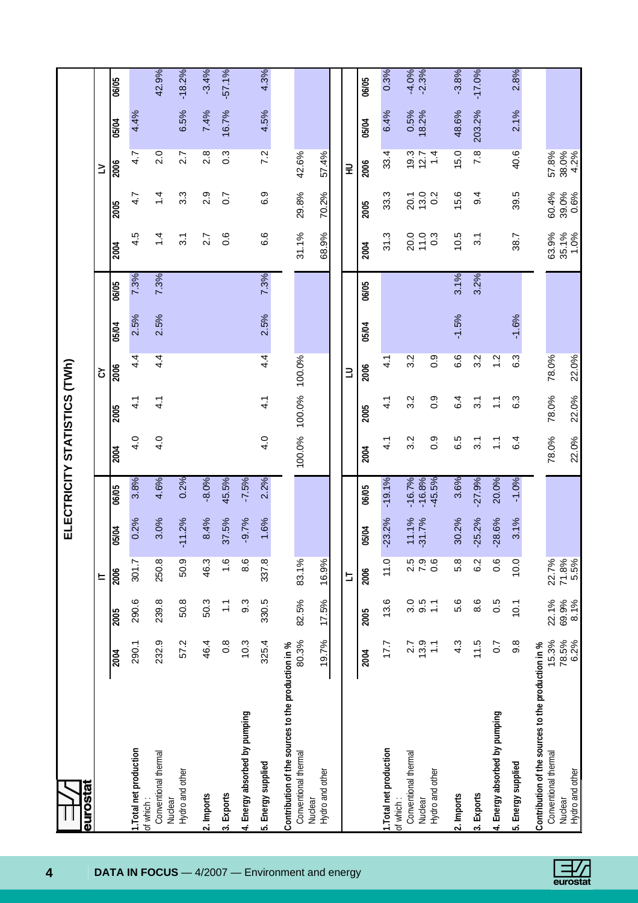# ELECTRICITY STATISTICS (TWh)

| | IT | | | | | CY | | | | | LV | | | | |
|---|---|---|---|---|---|---|---|---|---|---|---|---|---|---|---|
| | 2004 | 2005 | 2006 | 05/04 | 06/05 | 2004 | 2005 | 2006 | 05/04 | 06/05 | 2004 | 2005 | 2006 | 05/04 | 06/05 |
| **1.Total net production** | 290.1 | 290.6 | 301.7 | 0.2% | 3.8% | 4.0 | 4.1 | 4.4 | 2.5% | 7.3% | 4.5 | 4.7 | 4.7 | 4.4% | |
| of which : | | | | | | | | | | | | | | | |
| Conventional thermal | 232.9 | 239.8 | 250.8 | 3.0% | 4.6% | 4.0 | 4.1 | 4.4 | 2.5% | 7.3% | 1.4 | 1.4 | 2.0 | | 42.9% |
| Nuclear | | | | | | | | | | | | | | | |
| Hydro and other | 57.2 | 50.8 | 50.9 | -11.2% | 0.2% | | | | | | 3.1 | 3.3 | 2.7 | 6.5% | -18.2% |
| **2. Imports** | 46.4 | 50.3 | 46.3 | 8.4% | -8.0% | | | | | | 2.7 | 2.9 | 2.8 | 7.4% | -3.4% |
| **3. Exports** | 0.8 | 1.1 | 1.6 | 37.5% | 45.5% | | | | | | 0.6 | 0.7 | 0.3 | 16.7% | -57.1% |
| **4. Energy absorbed by pumping** | 10.3 | 9.3 | 8.6 | -9.7% | -7.5% | | | | | | | | | | |
| **5. Energy supplied** | 325.4 | 330.5 | 337.8 | 1.6% | 2.2% | 4.0 | 4.1 | 4.4 | 2.5% | 7.3% | 6.6 | 6.9 | 7.2 | 4.5% | 4.3% |
| **Contribution of the sources to the production in %** | | | | | | | | | | | | | | | |
| Conventional thermal | 80.3% | 82.5% | 83.1% | | | 100.0% | 100.0% | 100.0% | | | 31.1% | 29.8% | 42.6% | | |
| Nuclear | | | | | | | | | | | | | | | |
| Hydro and other | 19.7% | 17.5% | 16.9% | | | | | | | | 68.9% | 70.2% | 57.4% | | |

| | LT | | | | | LU | | | | | HU | | | | |
|---|---|---|---|---|---|---|---|---|---|---|---|---|---|---|---|
| | 2004 | 2005 | 2006 | 05/04 | 06/05 | 2004 | 2005 | 2006 | 05/04 | 06/05 | 2004 | 2005 | 2006 | 05/04 | 06/05 |
| **1.Total net production** | 17.7 | 13.6 | 11.0 | -23.2% | -19.1% | 4.1 | 4.1 | 4.1 | | | 31.3 | 33.3 | 33.4 | 6.4% | 0.3% |
| of which : | | | | | | | | | | | | | | | |
| Conventional thermal | 2.7 | 3.0 | 2.5 | 11.1% | -16.7% | 3.2 | 3.2 | 3.2 | | | 20.0 | 20.1 | 19.3 | 0.5% | -4.0% |
| Nuclear | 13.9 | 9.5 | 7.9 | -31.7% | -16.8% | | | | | | 11.0 | 13.0 | 12.7 | 18.2% | -2.3% |
| Hydro and other | 1.1 | 1.1 | 0.6 | | -45.5% | 0.9 | 0.9 | 0.9 | | | 0.3 | 0.2 | 1.4 | | |
| **2. Imports** | 4.3 | 5.6 | 5.8 | 30.2% | 3.6% | 6.5 | 6.4 | 6.6 | -1.5% | 3.1% | 10.5 | 15.6 | 15.0 | 48.6% | -3.8% |
| **3. Exports** | 11.5 | 8.6 | 6.2 | -25.2% | -27.9% | 3.1 | 3.1 | 3.2 | | 3.2% | 3.1 | 9.4 | 7.8 | 203.2% | -17.0% |
| **4. Energy absorbed by pumping** | 0.7 | 0.5 | 0.6 | -28.6% | 20.0% | 1.1 | 1.1 | 1.2 | | | | | | | |
| **5. Energy supplied** | 9.8 | 10.1 | 10.0 | 3.1% | -1.0% | 6.4 | 6.3 | 6.3 | -1.6% | | 38.7 | 39.5 | 40.6 | 2.1% | 2.8% |
| **Contribution of the sources to the production in %** | | | | | | | | | | | | | | | |
| Conventional thermal | 15.3% | 22.1% | 22.7% | | | 78.0% | 78.0% | 78.0% | | | 63.9% | 60.4% | 57.8% | | |
| Nuclear | 78.5% | 69.9% | 71.8% | | | | | | | | 35.1% | 39.0% | 38.0% | | |
| Hydro and other | 6.2% | 8.1% | 5.5% | | | 22.0% | 22.0% | 22.0% | | | 1.0% | 0.6% | 4.2% | | |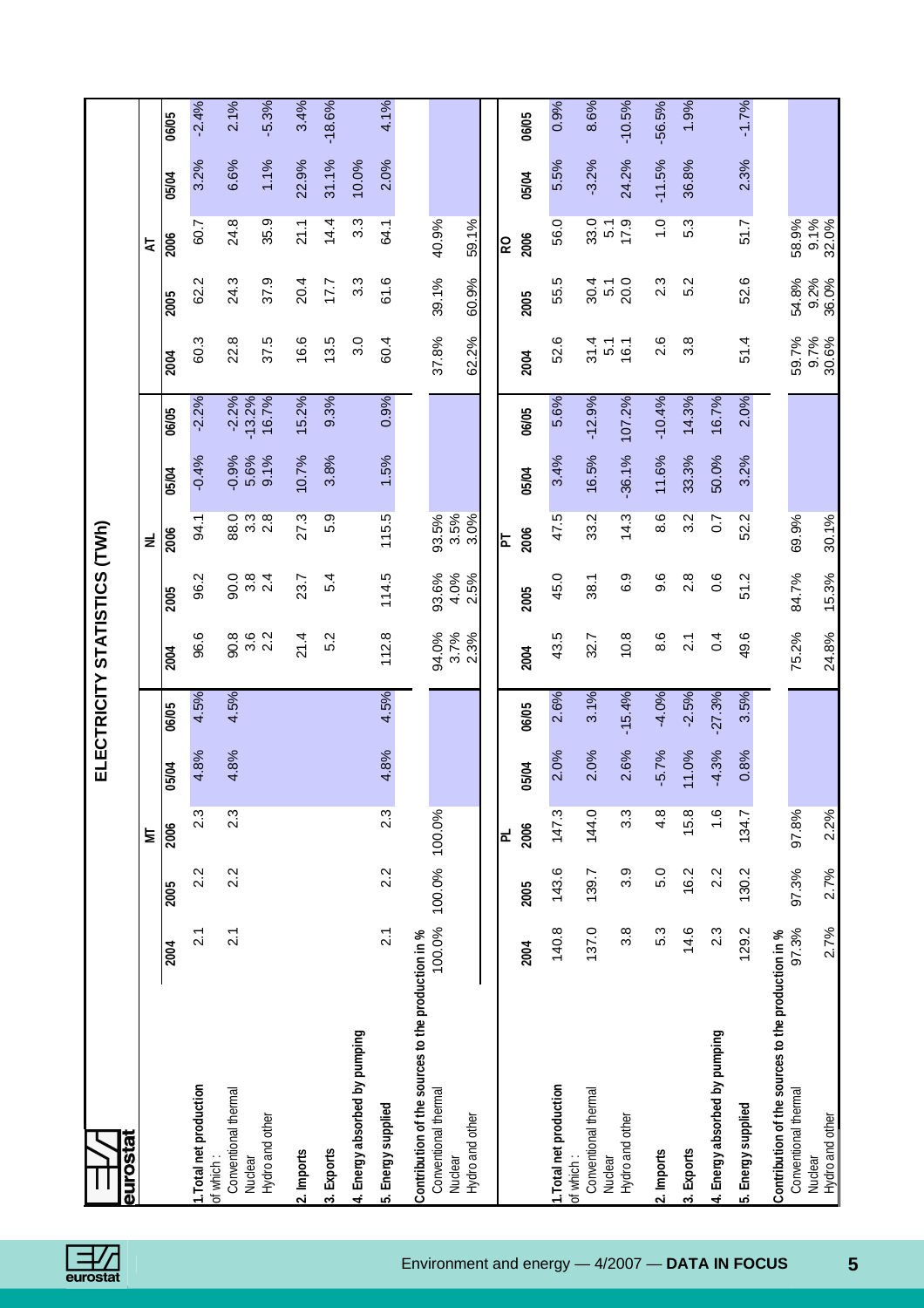# ELECTRICITY STATISTICS (TWh)

| | MT | | | | | NL | | | | | AT | | | | |
|---|---|---|---|---|---|---|---|---|---|---|---|---|---|---|---|
| | 2004 | 2005 | 2006 | 05/04 | 06/05 | 2004 | 2005 | 2006 | 05/04 | 06/05 | 2004 | 2005 | 2006 | 05/04 | 06/05 |
| **1.Total net production** | 2.1 | 2.2 | 2.3 | 4.8% | 4.5% | 96.6 | 96.2 | 94.1 | -0.4% | -2.2% | 60.3 | 62.2 | 60.7 | 3.2% | -2.4% |
| of which : | | | | | | | | | | | | | | | |
| Conventional thermal | 2.1 | 2.2 | 2.3 | 4.8% | 4.5% | 90.8 | 90.0 | 88.0 | -0.9% | -2.2% | 22.8 | 24.3 | 24.8 | 6.6% | 2.1% |
| Nuclear | | | | | | 3.6 | 3.8 | 3.3 | 5.6% | -13.2% | | | | | |
| Hydro and other | | | | | | 2.2 | 2.4 | 2.8 | 9.1% | 16.7% | 37.5 | 37.9 | 35.9 | 1.1% | -5.3% |
| **2. Imports** | | | | | | 21.4 | 23.7 | 27.3 | 10.7% | 15.2% | 16.6 | 20.4 | 21.1 | 22.9% | 3.4% |
| **3. Exports** | | | | | | 5.2 | 5.4 | 5.9 | 3.8% | 9.3% | 13.5 | 17.7 | 14.4 | 31.1% | -18.6% |
| **4. Energy absorbed by pumping** | | | | | | | | | | | 3.0 | 3.3 | 3.3 | 10.0% | |
| **5. Energy supplied** | 2.1 | 2.2 | 2.3 | 4.8% | 4.5% | 112.8 | 114.5 | 115.5 | 1.5% | 0.9% | 60.4 | 61.6 | 64.1 | 2.0% | 4.1% |
| **Contribution of the sources to the production in %** | | | | | | | | | | | | | | | |
| Conventional thermal | 100.0% | 100.0% | 100.0% | | | 94.0% | 93.6% | 93.5% | | | 37.8% | 39.1% | 40.9% | | |
| Nuclear | | | | | | 3.7% | 4.0% | 3.5% | | | | | | | |
| Hydro and other | | | | | | 2.3% | 2.5% | 3.0% | | | 62.2% | 60.9% | 59.1% | | |

| | PL | | | | | PT | | | | | RO | | | | |
|---|---|---|---|---|---|---|---|---|---|---|---|---|---|---|---|
| | 2004 | 2005 | 2006 | 05/04 | 06/05 | 2004 | 2005 | 2006 | 05/04 | 06/05 | 2004 | 2005 | 2006 | 05/04 | 06/05 |
| **1.Total net production** | 140.8 | 143.6 | 147.3 | 2.0% | 2.6% | 43.5 | 45.0 | 47.5 | 3.4% | 5.6% | 52.6 | 55.5 | 56.0 | 5.5% | 0.9% |
| of which : | | | | | | | | | | | | | | | |
| Conventional thermal | 137.0 | 139.7 | 144.0 | 2.0% | 3.1% | 32.7 | 38.1 | 33.2 | 16.5% | -12.9% | 31.4 | 30.4 | 33.0 | -3.2% | 8.6% |
| Nuclear | | | | | | | | | | | 5.1 | 5.1 | 5.1 | | |
| Hydro and other | 3.8 | 3.9 | 3.3 | 2.6% | -15.4% | 10.8 | 6.9 | 14.3 | -36.1% | 107.2% | 16.1 | 20.0 | 17.9 | 24.2% | -10.5% |
| **2. Imports** | 5.3 | 5.0 | 4.8 | -5.7% | -4.0% | 8.6 | 9.6 | 8.6 | 11.6% | -10.4% | 2.6 | 2.3 | 1.0 | -11.5% | -56.5% |
| **3. Exports** | 14.6 | 16.2 | 15.8 | 11.0% | -2.5% | 2.1 | 2.8 | 3.2 | 33.3% | 14.3% | 3.8 | 5.2 | 5.3 | 36.8% | 1.9% |
| **4. Energy absorbed by pumping** | 2.3 | 2.2 | 1.6 | -4.3% | -27.3% | 0.4 | 0.6 | 0.7 | 50.0% | 16.7% | | | | | |
| **5. Energy supplied** | 129.2 | 130.2 | 134.7 | 0.8% | 3.5% | 49.6 | 51.2 | 52.2 | 3.2% | 2.0% | 51.4 | 52.6 | 51.7 | 2.3% | -1.7% |
| **Contribution of the sources to the production in %** | | | | | | | | | | | | | | | |
| Conventional thermal | 97.3% | 97.3% | 97.8% | | | 75.2% | 84.7% | 69.9% | | | 59.7% | 54.8% | 58.9% | | |
| Nuclear | | | | | | | | | | | 9.7% | 9.2% | 9.1% | | |
| Hydro and other | 2.7% | 2.7% | 2.2% | | | 24.8% | 15.3% | 30.1% | | | 30.6% | 36.0% | 32.0% | | |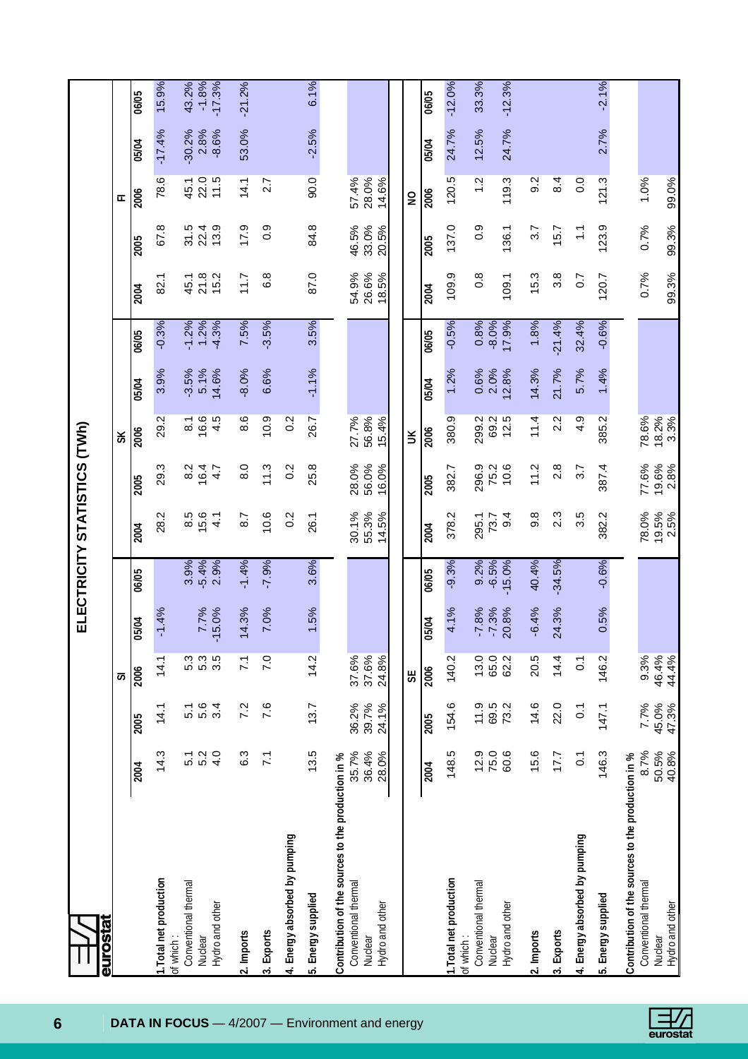# ELECTRICITY STATISTICS (TWh)

| | SI | | | | | SK | | | | | FI | | | | |
|---|---|---|---|---|---|---|---|---|---|---|---|---|---|---|---|
| | 2004 | 2005 | 2006 | 05/04 | 06/05 | 2004 | 2005 | 2006 | 05/04 | 06/05 | 2004 | 2005 | 2006 | 05/04 | 06/05 |
| **1.Total net production** | 14.3 | 14.1 | 14.1 | -1.4% | | 28.2 | 29.3 | 29.2 | 3.9% | -0.3% | 82.1 | 67.8 | 78.6 | -17.4% | 15.9% |
| of which : | | | | | | | | | | | | | | | |
| Conventional thermal | 5.1 | 5.1 | 5.3 | | 3.9% | 8.5 | 8.2 | 8.1 | -3.5% | -1.2% | 45.1 | 31.5 | 45.1 | -30.2% | 43.2% |
| Nuclear | 5.2 | 5.6 | 5.3 | 7.7% | -5.4% | 15.6 | 16.4 | 16.6 | 5.1% | 1.2% | 21.8 | 22.4 | 22.0 | 2.8% | -1.8% |
| Hydro and other | 4.0 | 3.4 | 3.5 | -15.0% | 2.9% | 4.1 | 4.7 | 4.5 | 14.6% | -4.3% | 15.2 | 13.9 | 11.5 | -8.6% | -17.3% |
| **2. Imports** | 6.3 | 7.2 | 7.1 | 14.3% | -1.4% | 8.7 | 8.0 | 8.6 | -8.0% | 7.5% | 11.7 | 17.9 | 14.1 | 53.0% | -21.2% |
| **3. Exports** | 7.1 | 7.6 | 7.0 | 7.0% | -7.9% | 10.6 | 11.3 | 10.9 | 6.6% | -3.5% | 6.8 | 0.9 | 2.7 | | |
| **4. Energy absorbed by pumping** | | | | | | 0.2 | 0.2 | 0.2 | | | | | | | |
| **5. Energy supplied** | 13.5 | 13.7 | 14.2 | 1.5% | 3.6% | 26.1 | 25.8 | 26.7 | -1.1% | 3.5% | 87.0 | 84.8 | 90.0 | -2.5% | 6.1% |
| **Contribution of the sources to the production in %** | | | | | | | | | | | | | | | |
| Conventional thermal | 35.7% | 36.2% | 37.6% | | | 30.1% | 28.0% | 27.7% | | | 54.9% | 46.5% | 57.4% | | |
| Nuclear | 36.4% | 39.7% | 37.6% | | | 55.3% | 56.0% | 56.8% | | | 26.6% | 33.0% | 28.0% | | |
| Hydro and other | 28.0% | 24.1% | 24.8% | | | 14.5% | 16.0% | 15.4% | | | 18.5% | 20.5% | 14.6% | | |

| | SE | | | | | UK | | | | | NO | | | | |
|---|---|---|---|---|---|---|---|---|---|---|---|---|---|---|---|
| | 2004 | 2005 | 2006 | 05/04 | 06/05 | 2004 | 2005 | 2006 | 05/04 | 06/05 | 2004 | 2005 | 2006 | 05/04 | 06/05 |
| **1.Total net production** | 148.5 | 154.6 | 140.2 | 4.1% | -9.3% | 378.2 | 382.7 | 380.9 | 1.2% | -0.5% | 109.9 | 137.0 | 120.5 | 24.7% | -12.0% |
| of which : | | | | | | | | | | | | | | | |
| Conventional thermal | 12.9 | 11.9 | 13.0 | -7.8% | 9.2% | 295.1 | 296.9 | 299.2 | 0.6% | 0.8% | 0.8 | 0.9 | 1.2 | 12.5% | 33.3% |
| Nuclear | 75.0 | 69.5 | 65.0 | -7.3% | -6.5% | 73.7 | 75.2 | 69.2 | 2.0% | -8.0% | | | | | |
| Hydro and other | 60.6 | 73.2 | 62.2 | 20.8% | -15.0% | 9.4 | 10.6 | 12.5 | 12.8% | 17.9% | 109.1 | 136.1 | 119.3 | 24.7% | -12.3% |
| **2. Imports** | 15.6 | 14.6 | 20.5 | -6.4% | 40.4% | 9.8 | 11.2 | 11.4 | 14.3% | 1.8% | 15.3 | 3.7 | 9.2 | | |
| **3. Exports** | 17.7 | 22.0 | 14.4 | 24.3% | -34.5% | 2.3 | 2.8 | 2.2 | 21.7% | -21.4% | 3.8 | 15.7 | 8.4 | | |
| **4. Energy absorbed by pumping** | 0.1 | 0.1 | 0.1 | | | 3.5 | 3.7 | 4.9 | 5.7% | 32.4% | 0.7 | 1.1 | 0.0 | | |
| **5. Energy supplied** | 146.3 | 147.1 | 146.2 | 0.5% | -0.6% | 382.2 | 387.4 | 385.2 | 1.4% | -0.6% | 120.7 | 123.9 | 121.3 | 2.7% | -2.1% |
| **Contribution of the sources to the production in %** | | | | | | | | | | | | | | | |
| Conventional thermal | 8.7% | 7.7% | 9.3% | | | 78.0% | 77.6% | 78.6% | | | 0.7% | 0.7% | 1.0% | | |
| Nuclear | 50.5% | 45.0% | 46.4% | | | 19.5% | 19.6% | 18.2% | | | | | | | |
| Hydro and other | 40.8% | 47.3% | 44.4% | | | 2.5% | 2.8% | 3.3% | | | 99.3% | 99.3% | 99.0% | | |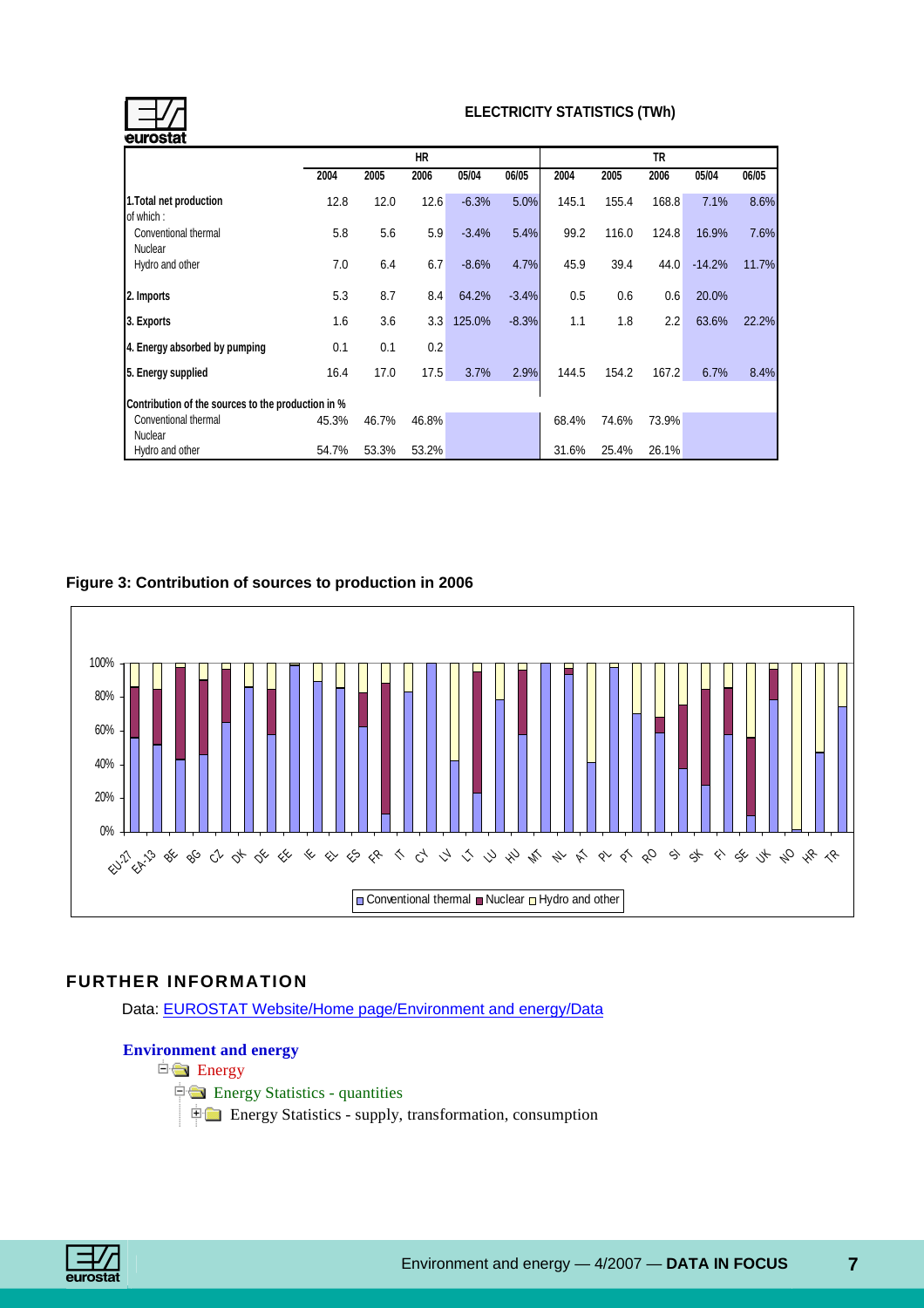**ELECTRICITY STATISTICS (TWh)**

| | HR | | | | | TR | | | | |
|---|---|---|---|---|---|---|---|---|---|---|
| | 2004 | 2005 | 2006 | 05/04 | 06/05 | 2004 | 2005 | 2006 | 05/04 | 06/05 |
| **1.Total net production** | 12.8 | 12.0 | 12.6 | -6.3% | 5.0% | 145.1 | 155.4 | 168.8 | 7.1% | 8.6% |
| of which : | | | | | | | | | | |
| Conventional thermal | 5.8 | 5.6 | 5.9 | -3.4% | 5.4% | 99.2 | 116.0 | 124.8 | 16.9% | 7.6% |
| Nuclear | | | | | | | | | | |
| Hydro and other | 7.0 | 6.4 | 6.7 | -8.6% | 4.7% | 45.9 | 39.4 | 44.0 | -14.2% | 11.7% |
| **2. Imports** | 5.3 | 8.7 | 8.4 | 64.2% | -3.4% | 0.5 | 0.6 | 0.6 | 20.0% | |
| **3. Exports** | 1.6 | 3.6 | 3.3 | 125.0% | -8.3% | 1.1 | 1.8 | 2.2 | 63.6% | 22.2% |
| **4. Energy absorbed by pumping** | 0.1 | 0.1 | 0.2 | | | | | | | |
| **5. Energy supplied** | 16.4 | 17.0 | 17.5 | 3.7% | 2.9% | 144.5 | 154.2 | 167.2 | 6.7% | 8.4% |
| **Contribution of the sources to the production in %** | | | | | | | | | | |
| Conventional thermal | 45.3% | 46.7% | 46.8% | | | 68.4% | 74.6% | 73.9% | | |
| Nuclear | | | | | | | | | | |
| Hydro and other | 54.7% | 53.3% | 53.2% | | | 31.6% | 25.4% | 26.1% | | |

**Figure 3: Contribution of sources to production in 2006**

100%
80%
60%
40%
20%
0%

EU-27 EA-13 BE BG CZ DK DE EE IE EL ES FR IT CY LV LT LU HU MT NL AT PL PT RO SI SK FI SE UK NO HR TR

Conventional thermal ■ Nuclear □ Hydro and other

## FURTHER INFORMATION

Data: EUROSTAT Website/Home page/Environment and energy/Data

**Environment and energy**

- Energy
  - Energy Statistics - quantities
    - Energy Statistics - supply, transformation, consumption